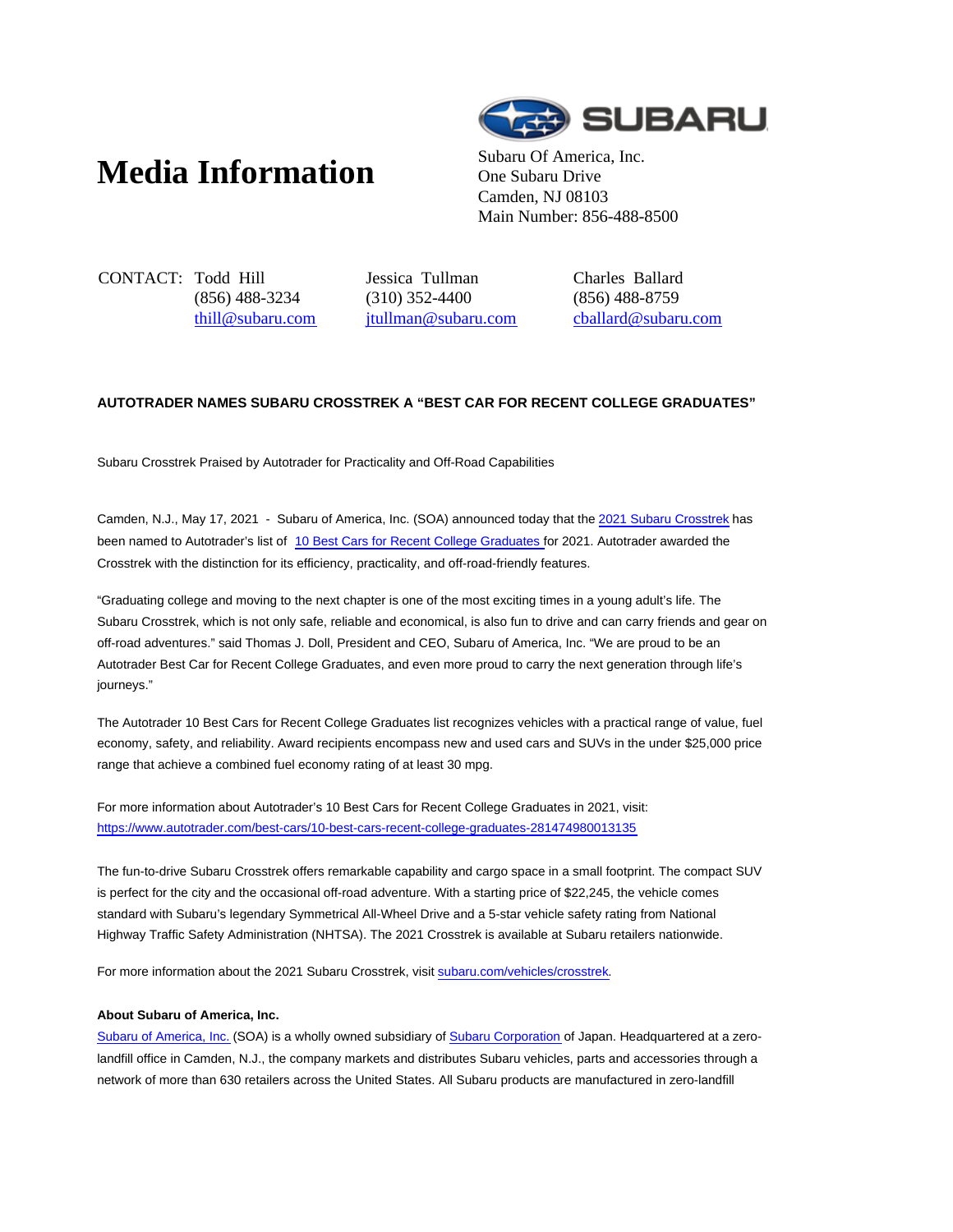# Media Information

Subaru Of America, Inc.
One Subaru Drive
Camden, NJ 08103
Main Number: 856-488-8500

CONTACT: Todd Hill
(856) 488-3234
thill@subaru.com

Jessica Tullman
(310) 352-4400
jtullman@subaru.com

Charles Ballard
(856) 488-8759
cballard@subaru.com

**AUTOTRADER NAMES SUBARU CROSSTREK A "BEST CAR FOR RECENT COLLEGE GRADUATES"**

Subaru Crosstrek Praised by Autotrader for Practicality and Off-Road Capabilities

Camden, N.J., May 17, 2021 - Subaru of America, Inc. (SOA) announced today that the 2021 Subaru Crosstrek has been named to Autotrader's list of 10 Best Cars for Recent College Graduates for 2021. Autotrader awarded the Crosstrek with the distinction for its efficiency, practicality, and off-road-friendly features.

"Graduating college and moving to the next chapter is one of the most exciting times in a young adult's life. The Subaru Crosstrek, which is not only safe, reliable and economical, is also fun to drive and can carry friends and gear on off-road adventures." said Thomas J. Doll, President and CEO, Subaru of America, Inc. "We are proud to be an Autotrader Best Car for Recent College Graduates, and even more proud to carry the next generation through life's journeys."

The Autotrader 10 Best Cars for Recent College Graduates list recognizes vehicles with a practical range of value, fuel economy, safety, and reliability. Award recipients encompass new and used cars and SUVs in the under $25,000 price range that achieve a combined fuel economy rating of at least 30 mpg.

For more information about Autotrader's 10 Best Cars for Recent College Graduates in 2021, visit:
https://www.autotrader.com/best-cars/10-best-cars-recent-college-graduates-281474980013135

The fun-to-drive Subaru Crosstrek offers remarkable capability and cargo space in a small footprint. The compact SUV is perfect for the city and the occasional off-road adventure. With a starting price of $22,245, the vehicle comes standard with Subaru's legendary Symmetrical All-Wheel Drive and a 5-star vehicle safety rating from National Highway Traffic Safety Administration (NHTSA). The 2021 Crosstrek is available at Subaru retailers nationwide.

For more information about the 2021 Subaru Crosstrek, visit subaru.com/vehicles/crosstrek.

**About Subaru of America, Inc.**

Subaru of America, Inc. (SOA) is a wholly owned subsidiary of Subaru Corporation of Japan. Headquartered at a zero-landfill office in Camden, N.J., the company markets and distributes Subaru vehicles, parts and accessories through a network of more than 630 retailers across the United States. All Subaru products are manufactured in zero-landfill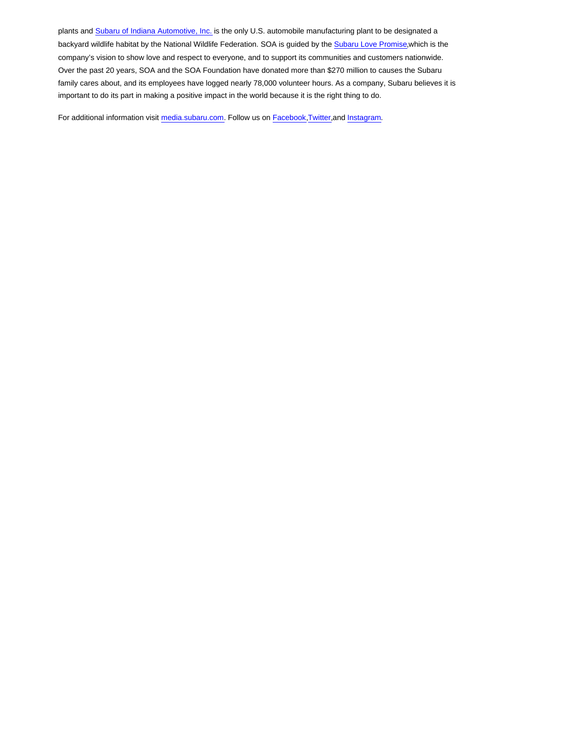plants and Subaru of Indiana Automotive, Inc. is the only U.S. automobile manufacturing plant to be designated a backyard wildlife habitat by the National Wildlife Federation. SOA is guided by the Subaru Love Promise,which is the company's vision to show love and respect to everyone, and to support its communities and customers nationwide. Over the past 20 years, SOA and the SOA Foundation have donated more than $270 million to causes the Subaru family cares about, and its employees have logged nearly 78,000 volunteer hours. As a company, Subaru believes it is important to do its part in making a positive impact in the world because it is the right thing to do.

For additional information visit media.subaru.com. Follow us on Facebook,Twitter,and Instagram.